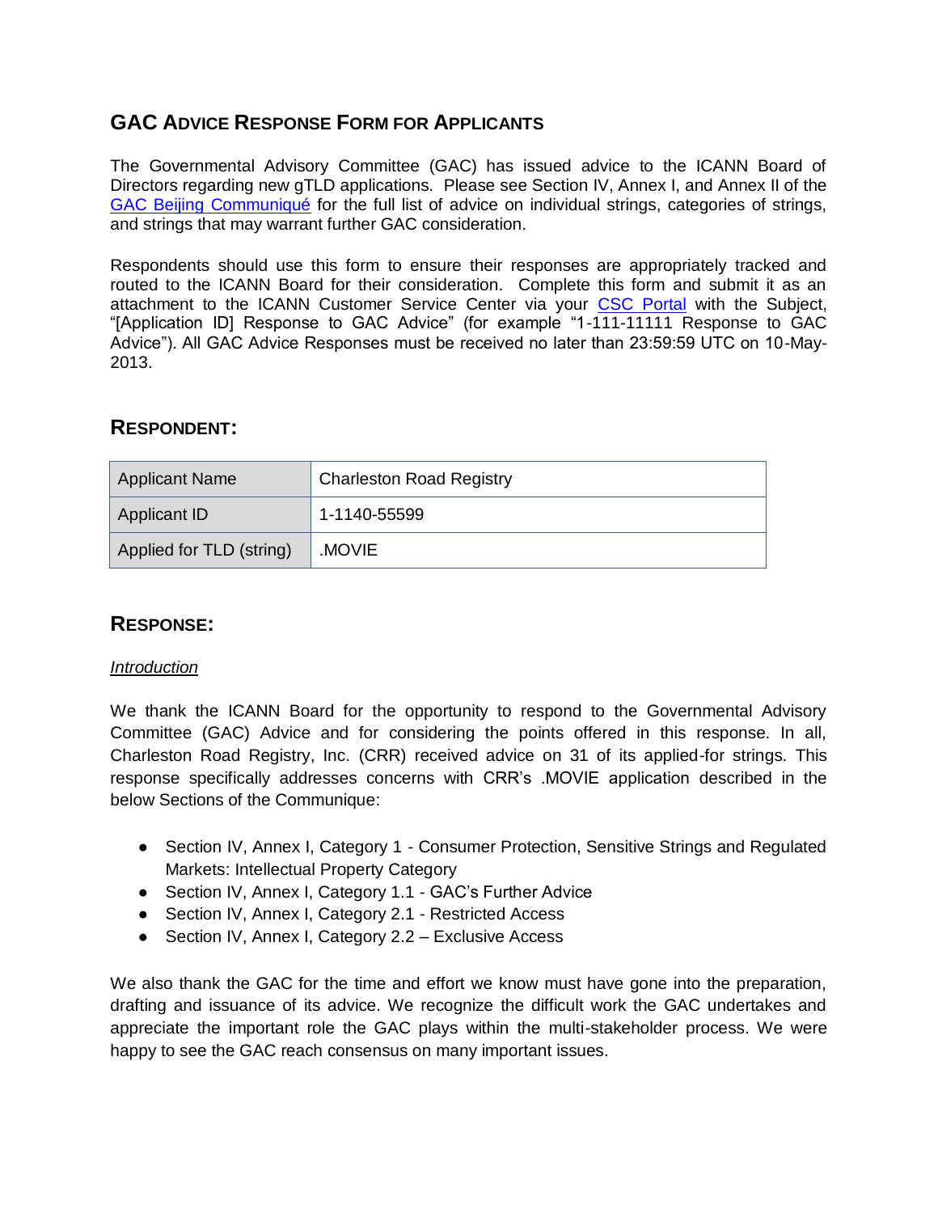## GAC Advice Response Form for Applicants

The Governmental Advisory Committee (GAC) has issued advice to the ICANN Board of Directors regarding new gTLD applications. Please see Section IV, Annex I, and Annex II of the GAC Beijing Communiqué for the full list of advice on individual strings, categories of strings, and strings that may warrant further GAC consideration.

Respondents should use this form to ensure their responses are appropriately tracked and routed to the ICANN Board for their consideration. Complete this form and submit it as an attachment to the ICANN Customer Service Center via your CSC Portal with the Subject, "[Application ID] Response to GAC Advice" (for example "1-111-11111 Response to GAC Advice"). All GAC Advice Responses must be received no later than 23:59:59 UTC on 10-May-2013.

## Respondent:

| Applicant Name | Charleston Road Registry |
|---|---|
| Applicant ID | 1-1140-55599 |
| Applied for TLD (string) | .MOVIE |

## Response:

*Introduction*

We thank the ICANN Board for the opportunity to respond to the Governmental Advisory Committee (GAC) Advice and for considering the points offered in this response. In all, Charleston Road Registry, Inc. (CRR) received advice on 31 of its applied-for strings. This response specifically addresses concerns with CRR's .MOVIE application described in the below Sections of the Communique:

- Section IV, Annex I, Category 1 - Consumer Protection, Sensitive Strings and Regulated Markets: Intellectual Property Category
- Section IV, Annex I, Category 1.1 - GAC's Further Advice
- Section IV, Annex I, Category 2.1 - Restricted Access
- Section IV, Annex I, Category 2.2 – Exclusive Access

We also thank the GAC for the time and effort we know must have gone into the preparation, drafting and issuance of its advice. We recognize the difficult work the GAC undertakes and appreciate the important role the GAC plays within the multi-stakeholder process. We were happy to see the GAC reach consensus on many important issues.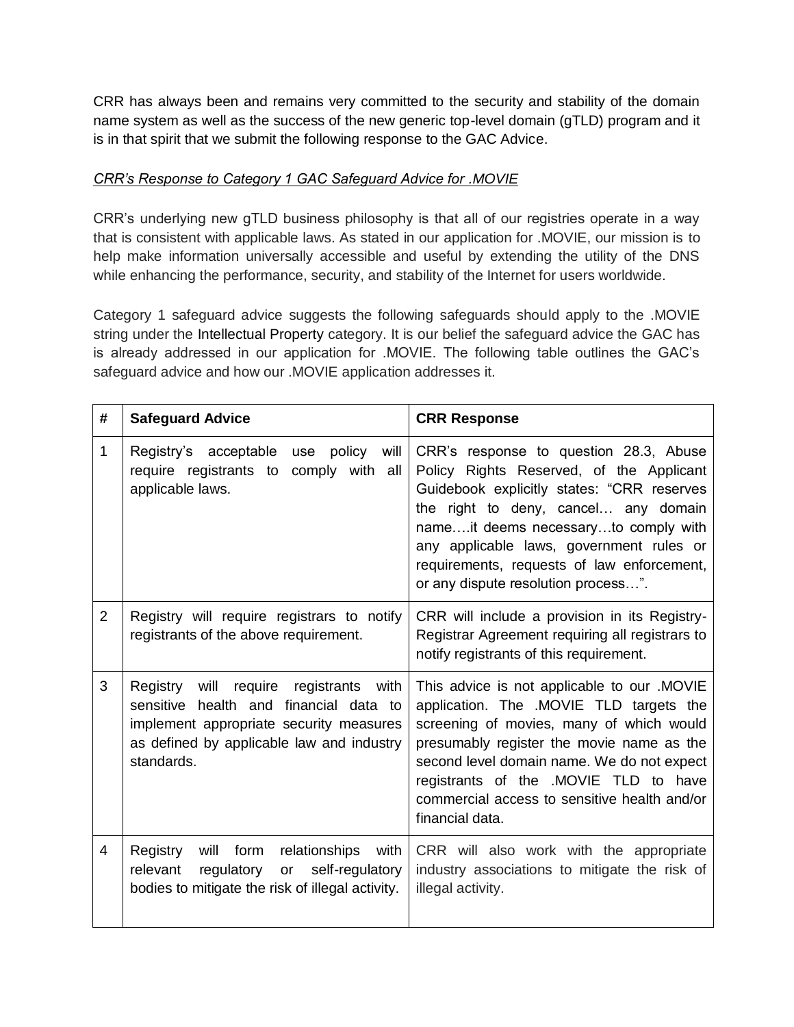CRR has always been and remains very committed to the security and stability of the domain name system as well as the success of the new generic top-level domain (gTLD) program and it is in that spirit that we submit the following response to the GAC Advice.

*CRR's Response to Category 1 GAC Safeguard Advice for .MOVIE*

CRR's underlying new gTLD business philosophy is that all of our registries operate in a way that is consistent with applicable laws. As stated in our application for .MOVIE, our mission is to help make information universally accessible and useful by extending the utility of the DNS while enhancing the performance, security, and stability of the Internet for users worldwide.

Category 1 safeguard advice suggests the following safeguards should apply to the .MOVIE string under the Intellectual Property category. It is our belief the safeguard advice the GAC has is already addressed in our application for .MOVIE. The following table outlines the GAC's safeguard advice and how our .MOVIE application addresses it.

| # | Safeguard Advice | CRR Response |
|---|---|---|
| 1 | Registry's acceptable use policy will require registrants to comply with all applicable laws. | CRR's response to question 28.3, Abuse Policy Rights Reserved, of the Applicant Guidebook explicitly states: "CRR reserves the right to deny, cancel… any domain name….it deems necessary…to comply with any applicable laws, government rules or requirements, requests of law enforcement, or any dispute resolution process…". |
| 2 | Registry will require registrars to notify registrants of the above requirement. | CRR will include a provision in its Registry-Registrar Agreement requiring all registrars to notify registrants of this requirement. |
| 3 | Registry will require registrants with sensitive health and financial data to implement appropriate security measures as defined by applicable law and industry standards. | This advice is not applicable to our .MOVIE application. The .MOVIE TLD targets the screening of movies, many of which would presumably register the movie name as the second level domain name. We do not expect registrants of the .MOVIE TLD to have commercial access to sensitive health and/or financial data. |
| 4 | Registry will form relationships with relevant regulatory or self-regulatory bodies to mitigate the risk of illegal activity. | CRR will also work with the appropriate industry associations to mitigate the risk of illegal activity. |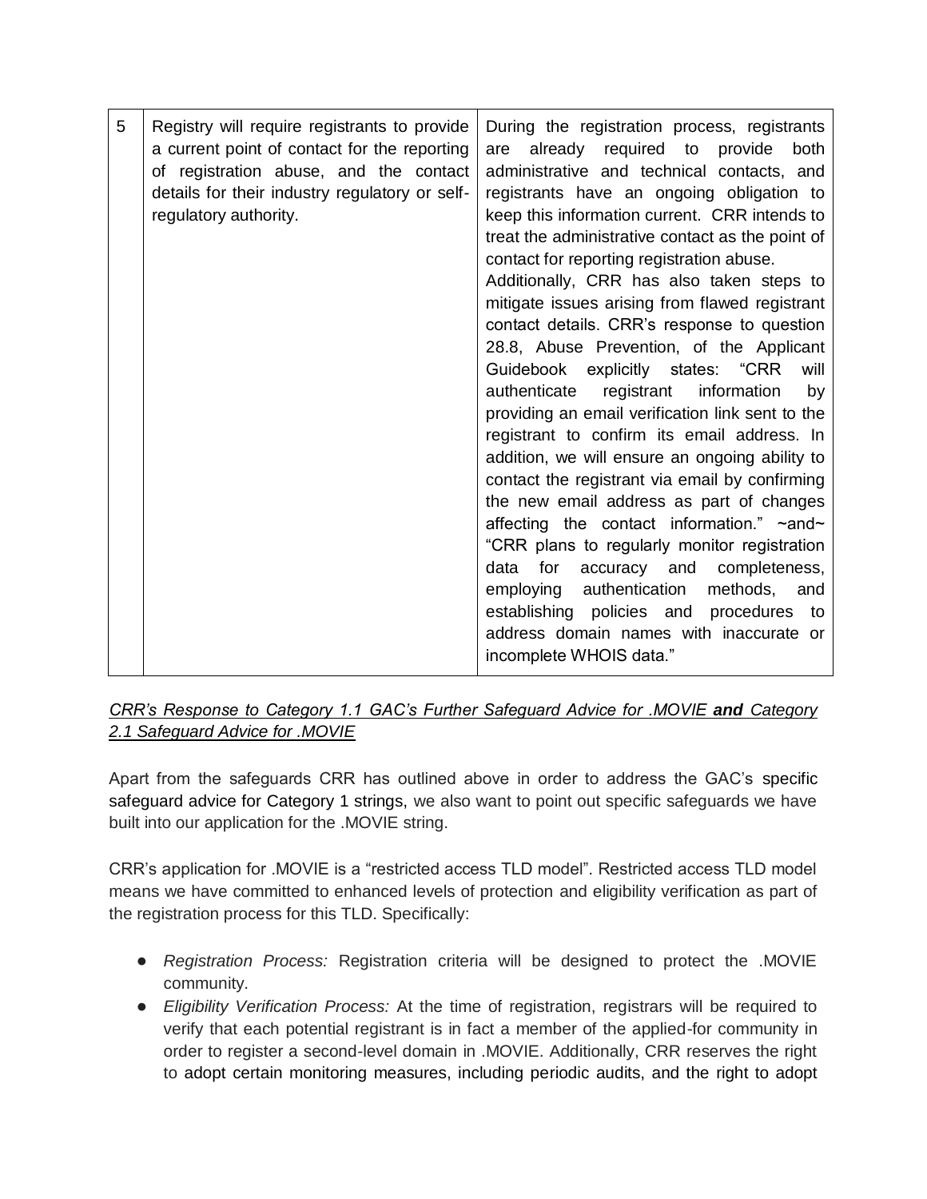| 5 | Registry will require registrants to provide a current point of contact for the reporting of registration abuse, and the contact details for their industry regulatory or self-regulatory authority. | During the registration process, registrants are already required to provide both administrative and technical contacts, and registrants have an ongoing obligation to keep this information current. CRR intends to treat the administrative contact as the point of contact for reporting registration abuse. Additionally, CRR has also taken steps to mitigate issues arising from flawed registrant contact details. CRR's response to question 28.8, Abuse Prevention, of the Applicant Guidebook explicitly states: "CRR will authenticate registrant information by providing an email verification link sent to the registrant to confirm its email address. In addition, we will ensure an ongoing ability to contact the registrant via email by confirming the new email address as part of changes affecting the contact information." ~and~ "CRR plans to regularly monitor registration data for accuracy and completeness, employing authentication methods, and establishing policies and procedures to address domain names with inaccurate or incomplete WHOIS data." |
|---|---|---|

*CRR's Response to Category 1.1 GAC's Further Safeguard Advice for .MOVIE* ***and*** *Category 2.1 Safeguard Advice for .MOVIE*

Apart from the safeguards CRR has outlined above in order to address the GAC's specific safeguard advice for Category 1 strings, we also want to point out specific safeguards we have built into our application for the .MOVIE string.

CRR's application for .MOVIE is a "restricted access TLD model". Restricted access TLD model means we have committed to enhanced levels of protection and eligibility verification as part of the registration process for this TLD. Specifically:

- *Registration Process:* Registration criteria will be designed to protect the .MOVIE community.
- *Eligibility Verification Process:* At the time of registration, registrars will be required to verify that each potential registrant is in fact a member of the applied-for community in order to register a second-level domain in .MOVIE. Additionally, CRR reserves the right to adopt certain monitoring measures, including periodic audits, and the right to adopt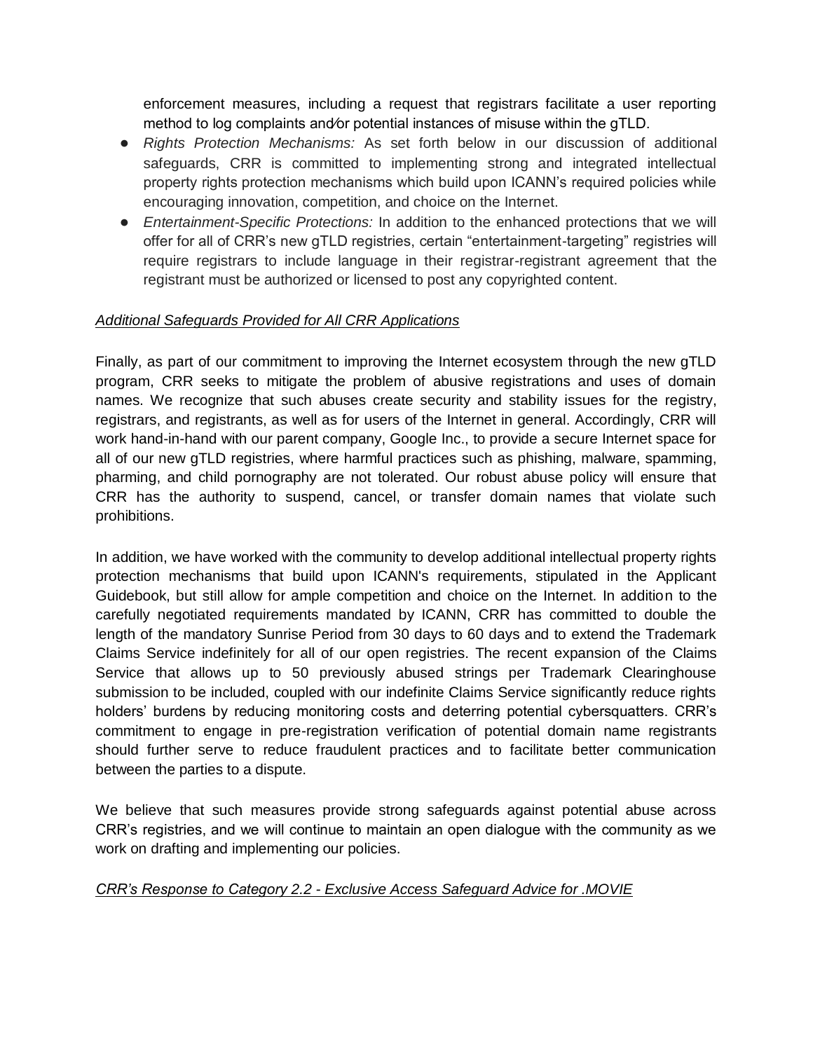enforcement measures, including a request that registrars facilitate a user reporting method to log complaints and/or potential instances of misuse within the gTLD.

- *Rights Protection Mechanisms:* As set forth below in our discussion of additional safeguards, CRR is committed to implementing strong and integrated intellectual property rights protection mechanisms which build upon ICANN's required policies while encouraging innovation, competition, and choice on the Internet.
- *Entertainment-Specific Protections:* In addition to the enhanced protections that we will offer for all of CRR's new gTLD registries, certain "entertainment-targeting" registries will require registrars to include language in their registrar-registrant agreement that the registrant must be authorized or licensed to post any copyrighted content.

*Additional Safeguards Provided for All CRR Applications*

Finally, as part of our commitment to improving the Internet ecosystem through the new gTLD program, CRR seeks to mitigate the problem of abusive registrations and uses of domain names. We recognize that such abuses create security and stability issues for the registry, registrars, and registrants, as well as for users of the Internet in general. Accordingly, CRR will work hand-in-hand with our parent company, Google Inc., to provide a secure Internet space for all of our new gTLD registries, where harmful practices such as phishing, malware, spamming, pharming, and child pornography are not tolerated. Our robust abuse policy will ensure that CRR has the authority to suspend, cancel, or transfer domain names that violate such prohibitions.

In addition, we have worked with the community to develop additional intellectual property rights protection mechanisms that build upon ICANN's requirements, stipulated in the Applicant Guidebook, but still allow for ample competition and choice on the Internet. In addition to the carefully negotiated requirements mandated by ICANN, CRR has committed to double the length of the mandatory Sunrise Period from 30 days to 60 days and to extend the Trademark Claims Service indefinitely for all of our open registries. The recent expansion of the Claims Service that allows up to 50 previously abused strings per Trademark Clearinghouse submission to be included, coupled with our indefinite Claims Service significantly reduce rights holders' burdens by reducing monitoring costs and deterring potential cybersquatters. CRR's commitment to engage in pre-registration verification of potential domain name registrants should further serve to reduce fraudulent practices and to facilitate better communication between the parties to a dispute.

We believe that such measures provide strong safeguards against potential abuse across CRR's registries, and we will continue to maintain an open dialogue with the community as we work on drafting and implementing our policies.

*CRR's Response to Category 2.2 - Exclusive Access Safeguard Advice for .MOVIE*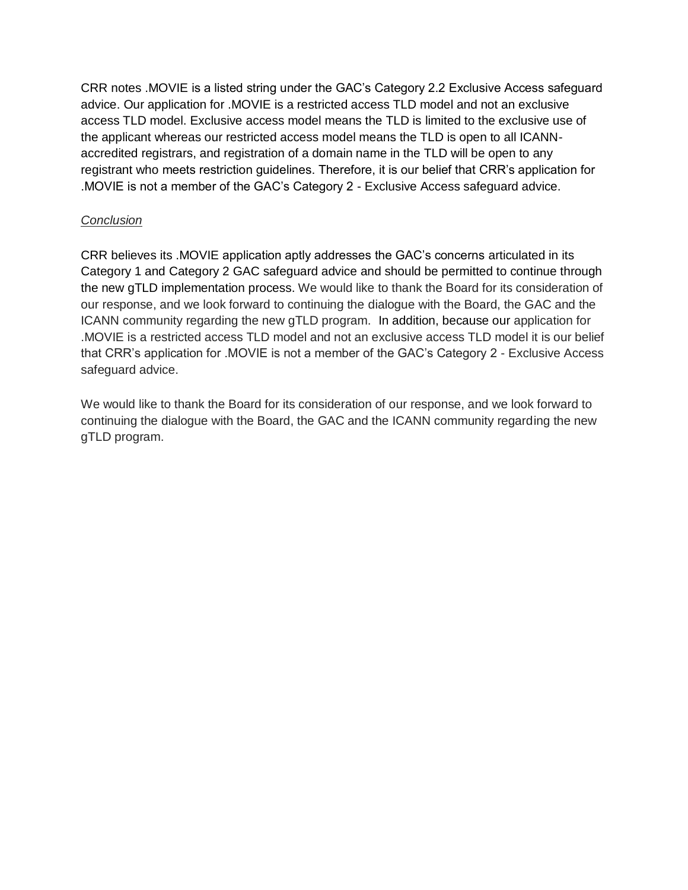CRR notes .MOVIE is a listed string under the GAC's Category 2.2 Exclusive Access safeguard advice. Our application for .MOVIE is a restricted access TLD model and not an exclusive access TLD model. Exclusive access model means the TLD is limited to the exclusive use of the applicant whereas our restricted access model means the TLD is open to all ICANN-accredited registrars, and registration of a domain name in the TLD will be open to any registrant who meets restriction guidelines. Therefore, it is our belief that CRR's application for .MOVIE is not a member of the GAC's Category 2 - Exclusive Access safeguard advice.

*Conclusion*

CRR believes its .MOVIE application aptly addresses the GAC's concerns articulated in its Category 1 and Category 2 GAC safeguard advice and should be permitted to continue through the new gTLD implementation process. We would like to thank the Board for its consideration of our response, and we look forward to continuing the dialogue with the Board, the GAC and the ICANN community regarding the new gTLD program. In addition, because our application for .MOVIE is a restricted access TLD model and not an exclusive access TLD model it is our belief that CRR's application for .MOVIE is not a member of the GAC's Category 2 - Exclusive Access safeguard advice.

We would like to thank the Board for its consideration of our response, and we look forward to continuing the dialogue with the Board, the GAC and the ICANN community regarding the new gTLD program.